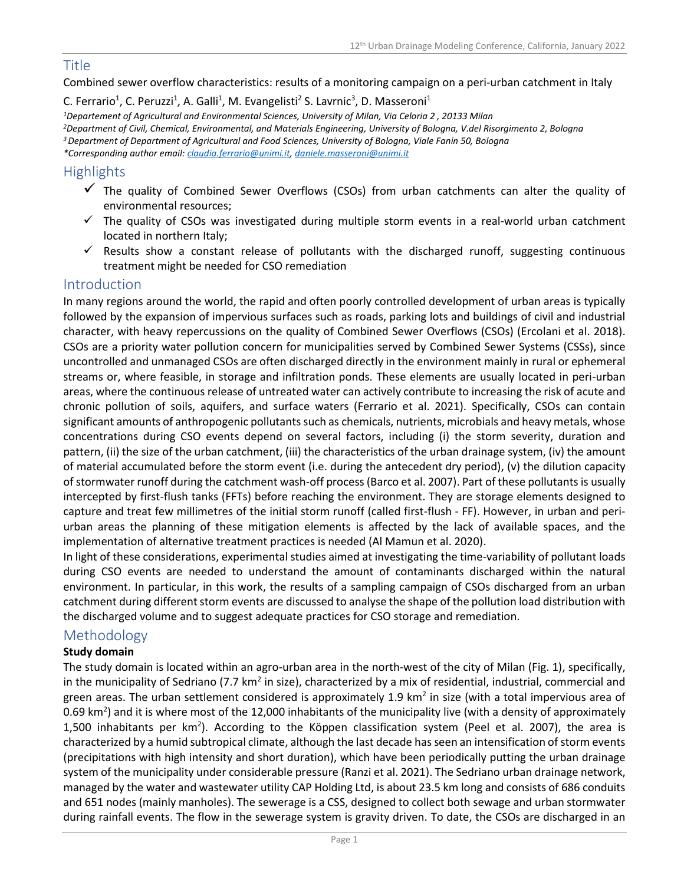# Title

Combined sewer overflow characteristics: results of a monitoring campaign on a peri-urban catchment in Italy

C. Ferrario[1], C. Peruzzi[1], A. Galli[1], M. Evangelisti[2] S. Lavrnic[3], D. Masseroni[1]

*[1]Departement of Agricultural and Environmental Sciences, University of Milan, Via Celoria 2 , 20133 Milan*
*[2]Department of Civil, Chemical, Environmental, and Materials Engineering, University of Bologna, V.del Risorgimento 2, Bologna*
*[3] Department of Department of Agricultural and Food Sciences, University of Bologna, Viale Fanin 50, Bologna*
*\*Corresponding author email: claudia.ferrario@unimi.it, daniele.masseroni@unimi.it*

# Highlights

- ✓ The quality of Combined Sewer Overflows (CSOs) from urban catchments can alter the quality of environmental resources;
- ✓ The quality of CSOs was investigated during multiple storm events in a real-world urban catchment located in northern Italy;
- ✓ Results show a constant release of pollutants with the discharged runoff, suggesting continuous treatment might be needed for CSO remediation

# Introduction

In many regions around the world, the rapid and often poorly controlled development of urban areas is typically followed by the expansion of impervious surfaces such as roads, parking lots and buildings of civil and industrial character, with heavy repercussions on the quality of Combined Sewer Overflows (CSOs) (Ercolani et al. 2018). CSOs are a priority water pollution concern for municipalities served by Combined Sewer Systems (CSSs), since uncontrolled and unmanaged CSOs are often discharged directly in the environment mainly in rural or ephemeral streams or, where feasible, in storage and infiltration ponds. These elements are usually located in peri-urban areas, where the continuous release of untreated water can actively contribute to increasing the risk of acute and chronic pollution of soils, aquifers, and surface waters (Ferrario et al. 2021). Specifically, CSOs can contain significant amounts of anthropogenic pollutants such as chemicals, nutrients, microbials and heavy metals, whose concentrations during CSO events depend on several factors, including (i) the storm severity, duration and pattern, (ii) the size of the urban catchment, (iii) the characteristics of the urban drainage system, (iv) the amount of material accumulated before the storm event (i.e. during the antecedent dry period), (v) the dilution capacity of stormwater runoff during the catchment wash-off process (Barco et al. 2007). Part of these pollutants is usually intercepted by first-flush tanks (FFTs) before reaching the environment. They are storage elements designed to capture and treat few millimetres of the initial storm runoff (called first-flush - FF). However, in urban and peri-urban areas the planning of these mitigation elements is affected by the lack of available spaces, and the implementation of alternative treatment practices is needed (Al Mamun et al. 2020).

In light of these considerations, experimental studies aimed at investigating the time-variability of pollutant loads during CSO events are needed to understand the amount of contaminants discharged within the natural environment. In particular, in this work, the results of a sampling campaign of CSOs discharged from an urban catchment during different storm events are discussed to analyse the shape of the pollution load distribution with the discharged volume and to suggest adequate practices for CSO storage and remediation.

# Methodology

**Study domain**

The study domain is located within an agro-urban area in the north-west of the city of Milan (Fig. 1), specifically, in the municipality of Sedriano (7.7 km$^2$ in size), characterized by a mix of residential, industrial, commercial and green areas. The urban settlement considered is approximately 1.9 km$^2$ in size (with a total impervious area of 0.69 km$^2$) and it is where most of the 12,000 inhabitants of the municipality live (with a density of approximately 1,500 inhabitants per km$^2$). According to the Köppen classification system (Peel et al. 2007), the area is characterized by a humid subtropical climate, although the last decade has seen an intensification of storm events (precipitations with high intensity and short duration), which have been periodically putting the urban drainage system of the municipality under considerable pressure (Ranzi et al. 2021). The Sedriano urban drainage network, managed by the water and wastewater utility CAP Holding Ltd, is about 23.5 km long and consists of 686 conduits and 651 nodes (mainly manholes). The sewerage is a CSS, designed to collect both sewage and urban stormwater during rainfall events. The flow in the sewerage system is gravity driven. To date, the CSOs are discharged in an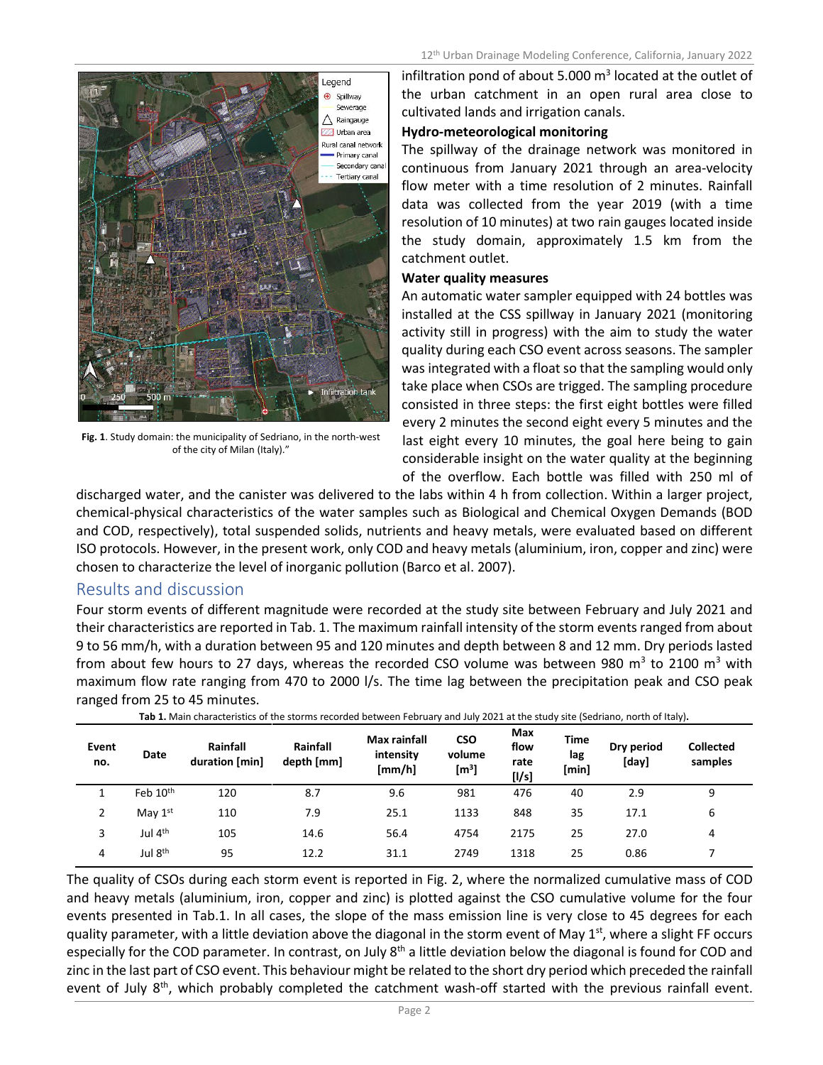Fig. 1. Study domain: the municipality of Sedriano, in the north-west of the city of Milan (Italy)."

infiltration pond of about 5.000 m$^3$ located at the outlet of the urban catchment in an open rural area close to cultivated lands and irrigation canals.

**Hydro-meteorological monitoring**

The spillway of the drainage network was monitored in continuous from January 2021 through an area-velocity flow meter with a time resolution of 2 minutes. Rainfall data was collected from the year 2019 (with a time resolution of 10 minutes) at two rain gauges located inside the study domain, approximately 1.5 km from the catchment outlet.

**Water quality measures**

An automatic water sampler equipped with 24 bottles was installed at the CSS spillway in January 2021 (monitoring activity still in progress) with the aim to study the water quality during each CSO event across seasons. The sampler was integrated with a float so that the sampling would only take place when CSOs are trigged. The sampling procedure consisted in three steps: the first eight bottles were filled every 2 minutes the second eight every 5 minutes and the last eight every 10 minutes, the goal here being to gain considerable insight on the water quality at the beginning of the overflow. Each bottle was filled with 250 ml of discharged water, and the canister was delivered to the labs within 4 h from collection. Within a larger project, chemical-physical characteristics of the water samples such as Biological and Chemical Oxygen Demands (BOD and COD, respectively), total suspended solids, nutrients and heavy metals, were evaluated based on different ISO protocols. However, in the present work, only COD and heavy metals (aluminium, iron, copper and zinc) were chosen to characterize the level of inorganic pollution (Barco et al. 2007).

## Results and discussion

Four storm events of different magnitude were recorded at the study site between February and July 2021 and their characteristics are reported in Tab. 1. The maximum rainfall intensity of the storm events ranged from about 9 to 56 mm/h, with a duration between 95 and 120 minutes and depth between 8 and 12 mm. Dry periods lasted from about few hours to 27 days, whereas the recorded CSO volume was between 980 m$^3$ to 2100 m$^3$ with maximum flow rate ranging from 470 to 2000 l/s. The time lag between the precipitation peak and CSO peak ranged from 25 to 45 minutes.

**Tab 1.** Main characteristics of the storms recorded between February and July 2021 at the study site (Sedriano, north of Italy).

| Event no. | Date | Rainfall duration [min] | Rainfall depth [mm] | Max rainfall intensity [mm/h] | CSO volume [m$^3$] | Max flow rate [l/s] | Time lag [min] | Dry period [day] | Collected samples |
|---|---|---|---|---|---|---|---|---|---|
| 1 | Feb 10th | 120 | 8.7 | 9.6 | 981 | 476 | 40 | 2.9 | 9 |
| 2 | May 1st | 110 | 7.9 | 25.1 | 1133 | 848 | 35 | 17.1 | 6 |
| 3 | Jul 4th | 105 | 14.6 | 56.4 | 4754 | 2175 | 25 | 27.0 | 4 |
| 4 | Jul 8th | 95 | 12.2 | 31.1 | 2749 | 1318 | 25 | 0.86 | 7 |

The quality of CSOs during each storm event is reported in Fig. 2, where the normalized cumulative mass of COD and heavy metals (aluminium, iron, copper and zinc) is plotted against the CSO cumulative volume for the four events presented in Tab.1. In all cases, the slope of the mass emission line is very close to 45 degrees for each quality parameter, with a little deviation above the diagonal in the storm event of May 1st, where a slight FF occurs especially for the COD parameter. In contrast, on July 8th a little deviation below the diagonal is found for COD and zinc in the last part of CSO event. This behaviour might be related to the short dry period which preceded the rainfall event of July 8th, which probably completed the catchment wash-off started with the previous rainfall event.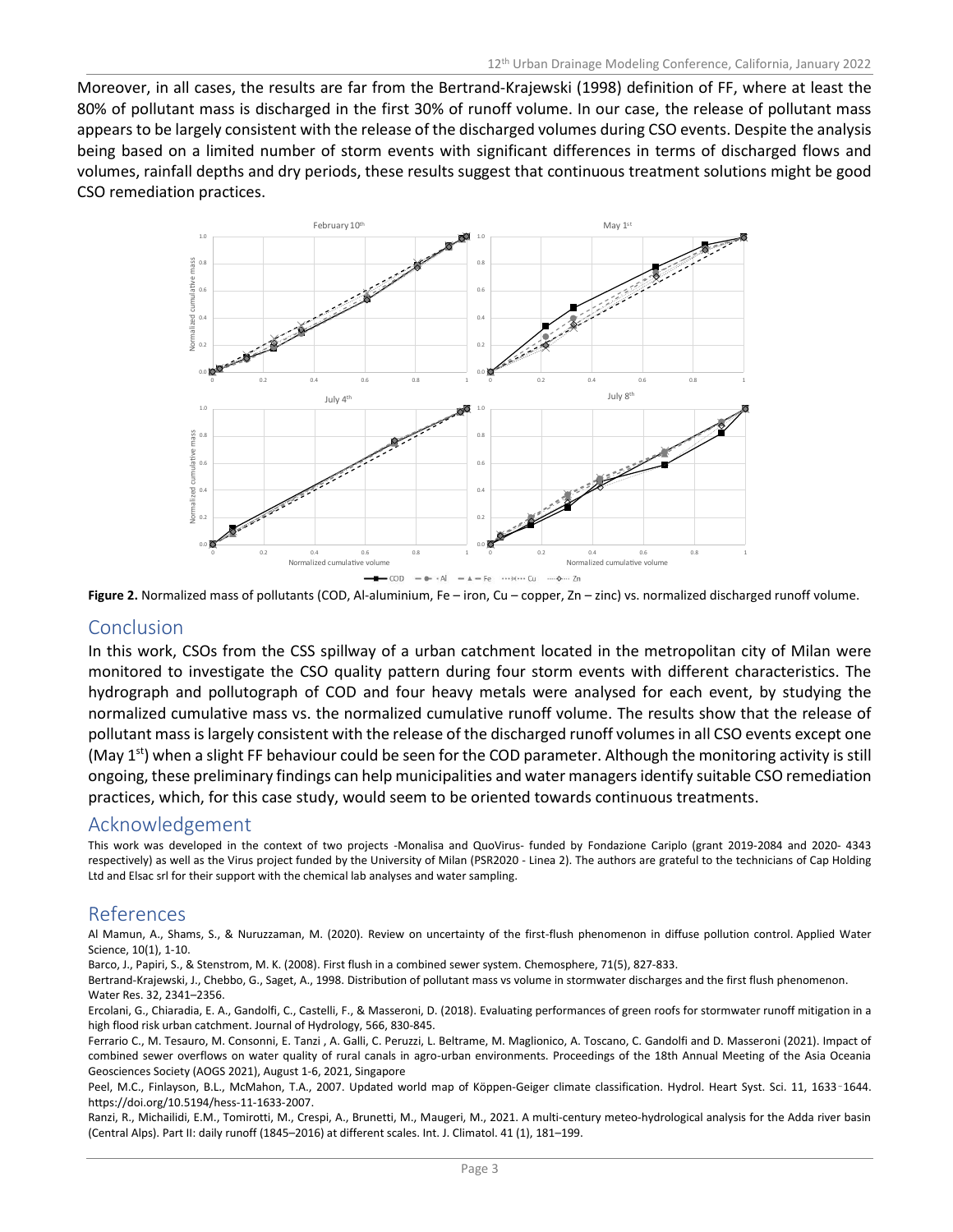Moreover, in all cases, the results are far from the Bertrand-Krajewski (1998) definition of FF, where at least the 80% of pollutant mass is discharged in the first 30% of runoff volume. In our case, the release of pollutant mass appears to be largely consistent with the release of the discharged volumes during CSO events. Despite the analysis being based on a limited number of storm events with significant differences in terms of discharged flows and volumes, rainfall depths and dry periods, these results suggest that continuous treatment solutions might be good CSO remediation practices.

February 10th
May 1st
July 4th
July 8th
Normalized cumulative mass
Normalized cumulative volume
COD, Al, Fe, Cu, Zn

**Figure 2.** Normalized mass of pollutants (COD, Al-aluminium, Fe – iron, Cu – copper, Zn – zinc) vs. normalized discharged runoff volume.

## Conclusion

In this work, CSOs from the CSS spillway of a urban catchment located in the metropolitan city of Milan were monitored to investigate the CSO quality pattern during four storm events with different characteristics. The hydrograph and pollutograph of COD and four heavy metals were analysed for each event, by studying the normalized cumulative mass vs. the normalized cumulative runoff volume. The results show that the release of pollutant mass is largely consistent with the release of the discharged runoff volumes in all CSO events except one (May 1st) when a slight FF behaviour could be seen for the COD parameter. Although the monitoring activity is still ongoing, these preliminary findings can help municipalities and water managers identify suitable CSO remediation practices, which, for this case study, would seem to be oriented towards continuous treatments.

## Acknowledgement

This work was developed in the context of two projects -Monalisa and QuoVirus- funded by Fondazione Cariplo (grant 2019-2084 and 2020- 4343 respectively) as well as the Virus project funded by the University of Milan (PSR2020 - Linea 2). The authors are grateful to the technicians of Cap Holding Ltd and Elsac srl for their support with the chemical lab analyses and water sampling.

## References

Al Mamun, A., Shams, S., & Nuruzzaman, M. (2020). Review on uncertainty of the first-flush phenomenon in diffuse pollution control. Applied Water Science, 10(1), 1-10.

Barco, J., Papiri, S., & Stenstrom, M. K. (2008). First flush in a combined sewer system. Chemosphere, 71(5), 827-833.

Bertrand-Krajewski, J., Chebbo, G., Saget, A., 1998. Distribution of pollutant mass vs volume in stormwater discharges and the first flush phenomenon. Water Res. 32, 2341–2356.

Ercolani, G., Chiaradia, E. A., Gandolfi, C., Castelli, F., & Masseroni, D. (2018). Evaluating performances of green roofs for stormwater runoff mitigation in a high flood risk urban catchment. Journal of Hydrology, 566, 830-845.

Ferrario C., M. Tesauro, M. Consonni, E. Tanzi , A. Galli, C. Peruzzi, L. Beltrame, M. Maglionico, A. Toscano, C. Gandolfi and D. Masseroni (2021). Impact of combined sewer overflows on water quality of rural canals in agro-urban environments. Proceedings of the 18th Annual Meeting of the Asia Oceania Geosciences Society (AOGS 2021), August 1-6, 2021, Singapore

Peel, M.C., Finlayson, B.L., McMahon, T.A., 2007. Updated world map of Köppen-Geiger climate classification. Hydrol. Heart Syst. Sci. 11, 1633–1644. https://doi.org/10.5194/hess-11-1633-2007.

Ranzi, R., Michailidi, E.M., Tomirotti, M., Crespi, A., Brunetti, M., Maugeri, M., 2021. A multi-century meteo-hydrological analysis for the Adda river basin (Central Alps). Part II: daily runoff (1845–2016) at different scales. Int. J. Climatol. 41 (1), 181–199.